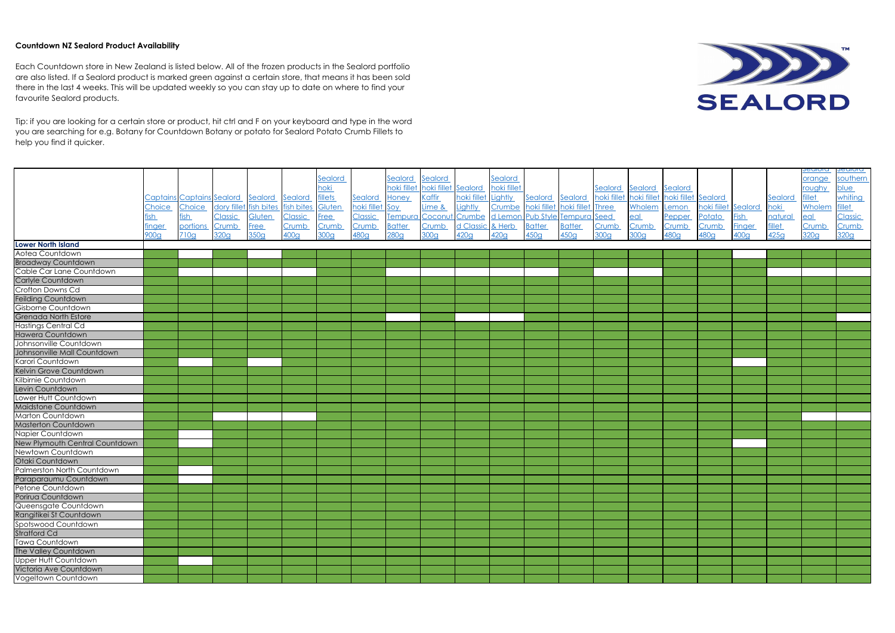**Countdown NZ Sealord Product Availability**

Each Countdown store in New Zealand is listed below. All of the frozen products in the Sealord portfolio are also listed. If a Sealord product is marked green against a certain store, that means it has been sold there in the last 4 weeks. This will be updated weekly so you can stay up to date on where to find your favourite Sealord products.

Tip: if you are looking for a certain store or product, hit ctrl and F on your keyboard and type in the word you are searching for e.g. Botany for Countdown Botany or potato for Sealord Potato Crumb Fillets to help you find it quicker.

(✓ = marked green)

| | Captains Choice fish finger 900g | Captains Choice fish portions 710g | Sealord dory fillet Classic Crumb 320g | Sealord fish bites Gluten Free 350g | Sealord fish bites Classic Crumb 400g | Sealord hoki fillets Gluten Free Crumb 300g | Sealord hoki fillet Classic Crumb 480g | Sealord hoki fillet Honey Soy Tempura Batter 280g | Sealord hoki fillet Kaffir Lime & Coconut Crumb 300g | Sealord hoki fillet Lightly Crumbed Classic 420g | Sealord hoki fillet Lightly Crumbed Lemon & Herb 420g | Sealord hoki fillet Pub Style Batter 450g | Sealord hoki fillet Tempura Batter 450g | Sealord hoki fillet Three Seed Crumb 300g | Sealord hoki fillet Wholemeal Crumb 300g | Sealord hoki fillet Lemon Pepper Crumb 480g | Sealord hoki fillet Potato Crumb 480g | Sealord Fish Finger 400g | Sealord hoki natural fillet 425g | Sealord orange roughy fillet Wholemeal Crumb 320g | Sealord southern blue whiting fillet Classic Crumb 320g |
|---|---|---|---|---|---|---|---|---|---|---|---|---|---|---|---|---|---|---|---|---|---|
| **Lower North Island** | | | | | | | | | | | | | | | | | | | | | |
| Aotea Countdown | ✓ | | ✓ | | ✓ | ✓ | ✓ | ✓ | ✓ | ✓ | ✓ | ✓ | ✓ | ✓ | ✓ | ✓ | ✓ | ✓ | ✓ | ✓ | ✓ |
| Broadway Countdown | ✓ | ✓ | ✓ | ✓ | ✓ | ✓ | ✓ | ✓ | ✓ | ✓ | ✓ | ✓ | ✓ | ✓ | ✓ | ✓ | ✓ | | ✓ | ✓ | ✓ |
| Cable Car Lane Countdown | ✓ | | | | | ✓ | ✓ | | | | | | ✓ | | | ✓ | ✓ | ✓ | | | |
| Carlyle Countdown | ✓ | ✓ | ✓ | ✓ | ✓ | ✓ | ✓ | ✓ | ✓ | ✓ | ✓ | ✓ | ✓ | ✓ | ✓ | ✓ | ✓ | ✓ | ✓ | ✓ | ✓ |
| Crofton Downs Cd | ✓ | ✓ | ✓ | ✓ | ✓ | ✓ | ✓ | ✓ | ✓ | ✓ | ✓ | ✓ | ✓ | ✓ | ✓ | ✓ | ✓ | ✓ | ✓ | ✓ | ✓ |
| Feilding Countdown | ✓ | ✓ | ✓ | ✓ | ✓ | ✓ | ✓ | ✓ | ✓ | ✓ | ✓ | ✓ | ✓ | ✓ | ✓ | ✓ | ✓ | ✓ | ✓ | ✓ | ✓ |
| Gisborne Countdown | ✓ | ✓ | ✓ | ✓ | ✓ | ✓ | ✓ | ✓ | ✓ | ✓ | ✓ | ✓ | ✓ | ✓ | ✓ | ✓ | ✓ | ✓ | ✓ | ✓ | ✓ |
| Grenada North Estore | ✓ | ✓ | ✓ | ✓ | ✓ | ✓ | ✓ | | ✓ | | | ✓ | ✓ | ✓ | ✓ | ✓ | ✓ | ✓ | ✓ | ✓ | |
| Hastings Central Cd | ✓ | ✓ | ✓ | ✓ | ✓ | ✓ | ✓ | ✓ | ✓ | ✓ | ✓ | ✓ | ✓ | ✓ | ✓ | ✓ | ✓ | ✓ | ✓ | ✓ | ✓ |
| Hawera Countdown | ✓ | ✓ | ✓ | ✓ | ✓ | ✓ | ✓ | ✓ | ✓ | ✓ | ✓ | ✓ | ✓ | ✓ | ✓ | ✓ | ✓ | ✓ | ✓ | ✓ | ✓ |
| Johnsonville Countdown | ✓ | ✓ | ✓ | ✓ | ✓ | ✓ | ✓ | ✓ | ✓ | ✓ | ✓ | ✓ | ✓ | ✓ | ✓ | ✓ | ✓ | ✓ | ✓ | ✓ | ✓ |
| Johnsonville Mall Countdown | ✓ | ✓ | ✓ | ✓ | ✓ | ✓ | ✓ | ✓ | ✓ | ✓ | ✓ | ✓ | ✓ | ✓ | ✓ | ✓ | ✓ | ✓ | ✓ | ✓ | ✓ |
| Karori Countdown | ✓ | | ✓ | | ✓ | ✓ | ✓ | ✓ | ✓ | ✓ | ✓ | ✓ | ✓ | ✓ | ✓ | ✓ | ✓ | | ✓ | ✓ | ✓ |
| Kelvin Grove Countdown | ✓ | ✓ | ✓ | ✓ | ✓ | ✓ | ✓ | ✓ | ✓ | ✓ | ✓ | ✓ | ✓ | ✓ | ✓ | ✓ | ✓ | ✓ | ✓ | ✓ | ✓ |
| Kilbirnie Countdown | ✓ | ✓ | ✓ | ✓ | ✓ | ✓ | ✓ | ✓ | ✓ | ✓ | ✓ | ✓ | ✓ | ✓ | ✓ | ✓ | ✓ | ✓ | ✓ | ✓ | ✓ |
| Levin Countdown | ✓ | ✓ | ✓ | ✓ | ✓ | ✓ | ✓ | ✓ | ✓ | ✓ | ✓ | ✓ | ✓ | ✓ | ✓ | ✓ | ✓ | ✓ | ✓ | ✓ | ✓ |
| Lower Hutt Countdown | ✓ | ✓ | ✓ | ✓ | ✓ | ✓ | ✓ | ✓ | ✓ | ✓ | ✓ | ✓ | ✓ | ✓ | ✓ | ✓ | ✓ | ✓ | ✓ | ✓ | ✓ |
| Maidstone Countdown | ✓ | ✓ | ✓ | ✓ | ✓ | ✓ | ✓ | ✓ | ✓ | ✓ | ✓ | ✓ | ✓ | ✓ | ✓ | ✓ | ✓ | ✓ | ✓ | ✓ | ✓ |
| Marton Countdown | ✓ | ✓ | | | | ✓ | ✓ | ✓ | ✓ | ✓ | ✓ | ✓ | ✓ | ✓ | ✓ | ✓ | ✓ | ✓ | ✓ | | |
| Masterton Countdown | ✓ | ✓ | ✓ | ✓ | ✓ | ✓ | ✓ | ✓ | ✓ | ✓ | ✓ | ✓ | ✓ | ✓ | ✓ | ✓ | ✓ | ✓ | ✓ | ✓ | ✓ |
| Napier Countdown | ✓ | | ✓ | ✓ | ✓ | ✓ | ✓ | ✓ | ✓ | ✓ | ✓ | ✓ | ✓ | ✓ | ✓ | ✓ | ✓ | ✓ | ✓ | ✓ | ✓ |
| New Plymouth Central Countdown | ✓ | | ✓ | ✓ | ✓ | ✓ | ✓ | ✓ | ✓ | ✓ | ✓ | ✓ | ✓ | ✓ | ✓ | ✓ | ✓ | | ✓ | ✓ | ✓ |
| Newtown Countdown | ✓ | ✓ | ✓ | ✓ | ✓ | ✓ | ✓ | ✓ | ✓ | ✓ | ✓ | ✓ | ✓ | ✓ | ✓ | ✓ | ✓ | ✓ | ✓ | ✓ | ✓ |
| Otaki Countdown | ✓ | ✓ | ✓ | ✓ | ✓ | ✓ | ✓ | ✓ | ✓ | ✓ | ✓ | ✓ | ✓ | ✓ | ✓ | ✓ | ✓ | ✓ | ✓ | ✓ | ✓ |
| Palmerston North Countdown | ✓ | | ✓ | ✓ | ✓ | ✓ | ✓ | ✓ | ✓ | ✓ | ✓ | ✓ | ✓ | ✓ | ✓ | ✓ | ✓ | ✓ | ✓ | ✓ | ✓ |
| Paraparaumu Countdown | ✓ | | ✓ | ✓ | ✓ | ✓ | ✓ | ✓ | ✓ | ✓ | ✓ | ✓ | ✓ | ✓ | ✓ | ✓ | ✓ | ✓ | ✓ | ✓ | ✓ |
| Petone Countdown | ✓ | ✓ | ✓ | ✓ | ✓ | ✓ | ✓ | ✓ | ✓ | ✓ | ✓ | ✓ | ✓ | ✓ | ✓ | ✓ | ✓ | ✓ | ✓ | ✓ | ✓ |
| Porirua Countdown | ✓ | ✓ | ✓ | ✓ | ✓ | ✓ | ✓ | ✓ | ✓ | ✓ | ✓ | ✓ | ✓ | ✓ | ✓ | ✓ | ✓ | ✓ | ✓ | ✓ | ✓ |
| Queensgate Countdown | ✓ | ✓ | ✓ | ✓ | ✓ | ✓ | ✓ | ✓ | ✓ | ✓ | ✓ | ✓ | ✓ | ✓ | ✓ | ✓ | ✓ | ✓ | ✓ | ✓ | ✓ |
| Rangitikei St Countdown | ✓ | ✓ | ✓ | ✓ | ✓ | ✓ | ✓ | ✓ | ✓ | ✓ | ✓ | ✓ | ✓ | ✓ | ✓ | ✓ | ✓ | ✓ | ✓ | ✓ | ✓ |
| Spotswood Countdown | ✓ | ✓ | ✓ | ✓ | ✓ | ✓ | ✓ | ✓ | ✓ | ✓ | ✓ | ✓ | ✓ | ✓ | ✓ | ✓ | ✓ | ✓ | ✓ | ✓ | ✓ |
| Stratford Cd | ✓ | ✓ | ✓ | ✓ | ✓ | ✓ | ✓ | ✓ | ✓ | ✓ | ✓ | ✓ | ✓ | ✓ | ✓ | ✓ | ✓ | ✓ | ✓ | ✓ | ✓ |
| Tawa Countdown | ✓ | ✓ | ✓ | ✓ | ✓ | ✓ | ✓ | ✓ | ✓ | ✓ | ✓ | ✓ | ✓ | ✓ | ✓ | ✓ | ✓ | ✓ | ✓ | ✓ | ✓ |
| The Valley Countdown | ✓ | ✓ | ✓ | ✓ | ✓ | ✓ | ✓ | ✓ | ✓ | ✓ | ✓ | ✓ | ✓ | ✓ | ✓ | ✓ | ✓ | ✓ | ✓ | ✓ | ✓ |
| Upper Hutt Countdown | ✓ | | ✓ | ✓ | ✓ | ✓ | ✓ | ✓ | ✓ | ✓ | ✓ | ✓ | ✓ | ✓ | ✓ | ✓ | ✓ | ✓ | ✓ | ✓ | ✓ |
| Victoria Ave Countdown | ✓ | ✓ | ✓ | ✓ | ✓ | ✓ | ✓ | ✓ | ✓ | ✓ | ✓ | ✓ | ✓ | ✓ | ✓ | ✓ | ✓ | ✓ | ✓ | ✓ | ✓ |
| Vogeltown Countdown | ✓ | ✓ | ✓ | ✓ | ✓ | ✓ | ✓ | ✓ | ✓ | ✓ | ✓ | ✓ | ✓ | ✓ | ✓ | ✓ | ✓ | ✓ | ✓ | ✓ | ✓ |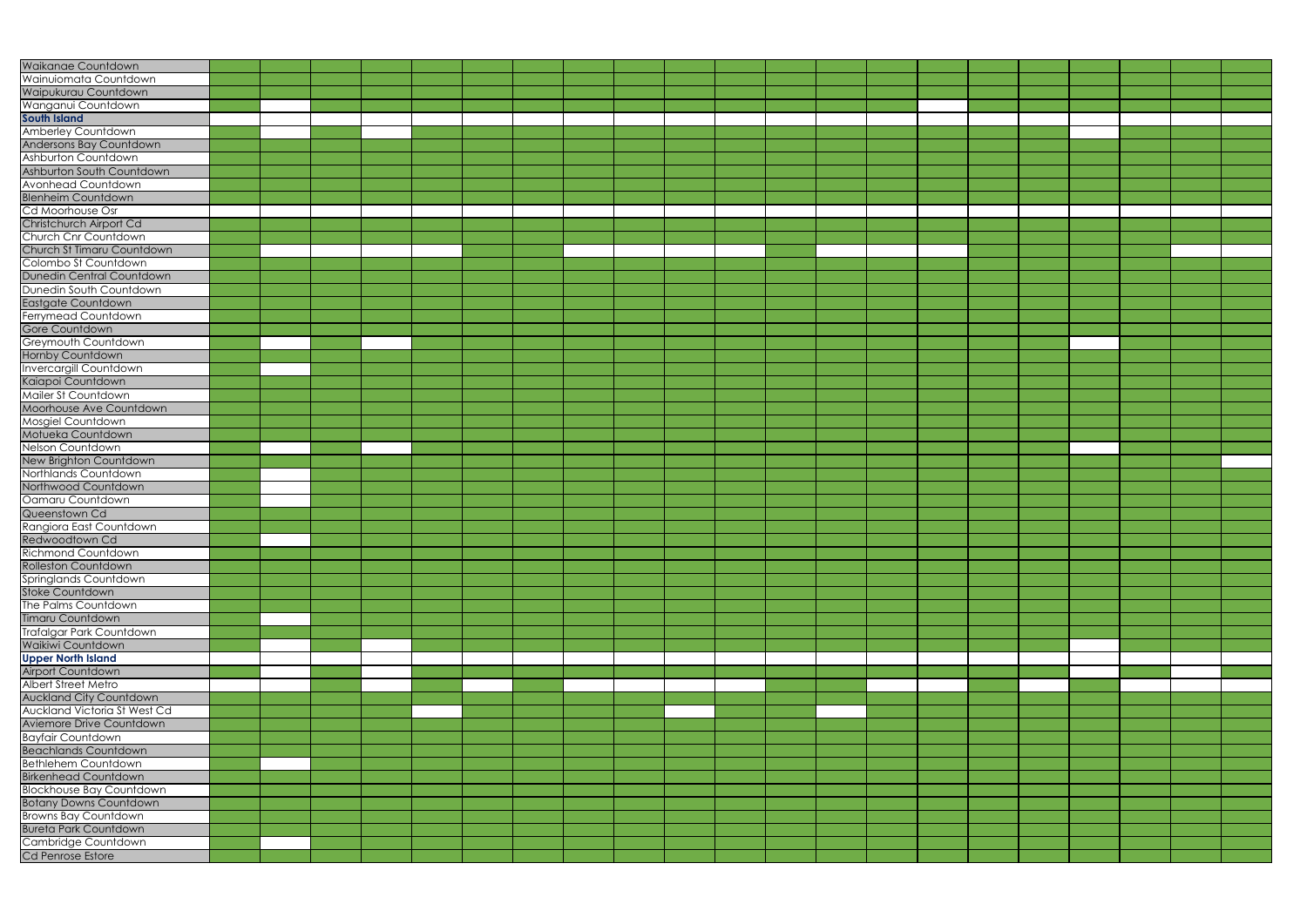| | | | | | | | | | | | | | | | | | | | | | |
|---|---|---|---|---|---|---|---|---|---|---|---|---|---|---|---|---|---|---|---|---|---|
| Waikanae Countdown | | | | | | | | | | | | | | | | | | | | | |
| Wainuiomata Countdown | | | | | | | | | | | | | | | | | | | | | |
| Waipukurau Countdown | | | | | | | | | | | | | | | | | | | | | |
| Wanganui Countdown | | | | | | | | | | | | | | | | | | | | | |
| **South Island** | | | | | | | | | | | | | | | | | | | | | |
| Amberley Countdown | | | | | | | | | | | | | | | | | | | | | |
| Andersons Bay Countdown | | | | | | | | | | | | | | | | | | | | | |
| Ashburton Countdown | | | | | | | | | | | | | | | | | | | | | |
| Ashburton South Countdown | | | | | | | | | | | | | | | | | | | | | |
| Avonhead Countdown | | | | | | | | | | | | | | | | | | | | | |
| Blenheim Countdown | | | | | | | | | | | | | | | | | | | | | |
| Cd Moorhouse Osr | | | | | | | | | | | | | | | | | | | | | |
| Christchurch Airport Cd | | | | | | | | | | | | | | | | | | | | | |
| Church Cnr Countdown | | | | | | | | | | | | | | | | | | | | | |
| Church St Timaru Countdown | | | | | | | | | | | | | | | | | | | | | |
| Colombo St Countdown | | | | | | | | | | | | | | | | | | | | | |
| Dunedin Central Countdown | | | | | | | | | | | | | | | | | | | | | |
| Dunedin South Countdown | | | | | | | | | | | | | | | | | | | | | |
| Eastgate Countdown | | | | | | | | | | | | | | | | | | | | | |
| Ferrymead Countdown | | | | | | | | | | | | | | | | | | | | | |
| Gore Countdown | | | | | | | | | | | | | | | | | | | | | |
| Greymouth Countdown | | | | | | | | | | | | | | | | | | | | | |
| Hornby Countdown | | | | | | | | | | | | | | | | | | | | | |
| Invercargill Countdown | | | | | | | | | | | | | | | | | | | | | |
| Kaiapoi Countdown | | | | | | | | | | | | | | | | | | | | | |
| Mailer St Countdown | | | | | | | | | | | | | | | | | | | | | |
| Moorhouse Ave Countdown | | | | | | | | | | | | | | | | | | | | | |
| Mosgiel Countdown | | | | | | | | | | | | | | | | | | | | | |
| Motueka Countdown | | | | | | | | | | | | | | | | | | | | | |
| Nelson Countdown | | | | | | | | | | | | | | | | | | | | | |
| New Brighton Countdown | | | | | | | | | | | | | | | | | | | | | |
| Northlands Countdown | | | | | | | | | | | | | | | | | | | | | |
| Northwood Countdown | | | | | | | | | | | | | | | | | | | | | |
| Oamaru Countdown | | | | | | | | | | | | | | | | | | | | | |
| Queenstown Cd | | | | | | | | | | | | | | | | | | | | | |
| Rangiora East Countdown | | | | | | | | | | | | | | | | | | | | | |
| Redwoodtown Cd | | | | | | | | | | | | | | | | | | | | | |
| Richmond Countdown | | | | | | | | | | | | | | | | | | | | | |
| Rolleston Countdown | | | | | | | | | | | | | | | | | | | | | |
| Springlands Countdown | | | | | | | | | | | | | | | | | | | | | |
| Stoke Countdown | | | | | | | | | | | | | | | | | | | | | |
| The Palms Countdown | | | | | | | | | | | | | | | | | | | | | |
| Timaru Countdown | | | | | | | | | | | | | | | | | | | | | |
| Trafalgar Park Countdown | | | | | | | | | | | | | | | | | | | | | |
| Waikiwi Countdown | | | | | | | | | | | | | | | | | | | | | |
| **Upper North Island** | | | | | | | | | | | | | | | | | | | | | |
| Airport Countdown | | | | | | | | | | | | | | | | | | | | | |
| Albert Street Metro | | | | | | | | | | | | | | | | | | | | | |
| Auckland City Countdown | | | | | | | | | | | | | | | | | | | | | |
| Auckland Victoria St West Cd | | | | | | | | | | | | | | | | | | | | | |
| Aviemore Drive Countdown | | | | | | | | | | | | | | | | | | | | | |
| Bayfair Countdown | | | | | | | | | | | | | | | | | | | | | |
| Beachlands Countdown | | | | | | | | | | | | | | | | | | | | | |
| Bethlehem Countdown | | | | | | | | | | | | | | | | | | | | | |
| Birkenhead Countdown | | | | | | | | | | | | | | | | | | | | | |
| Blockhouse Bay Countdown | | | | | | | | | | | | | | | | | | | | | |
| Botany Downs Countdown | | | | | | | | | | | | | | | | | | | | | |
| Browns Bay Countdown | | | | | | | | | | | | | | | | | | | | | |
| Bureta Park Countdown | | | | | | | | | | | | | | | | | | | | | |
| Cambridge Countdown | | | | | | | | | | | | | | | | | | | | | |
| Cd Penrose Estore | | | | | | | | | | | | | | | | | | | | | |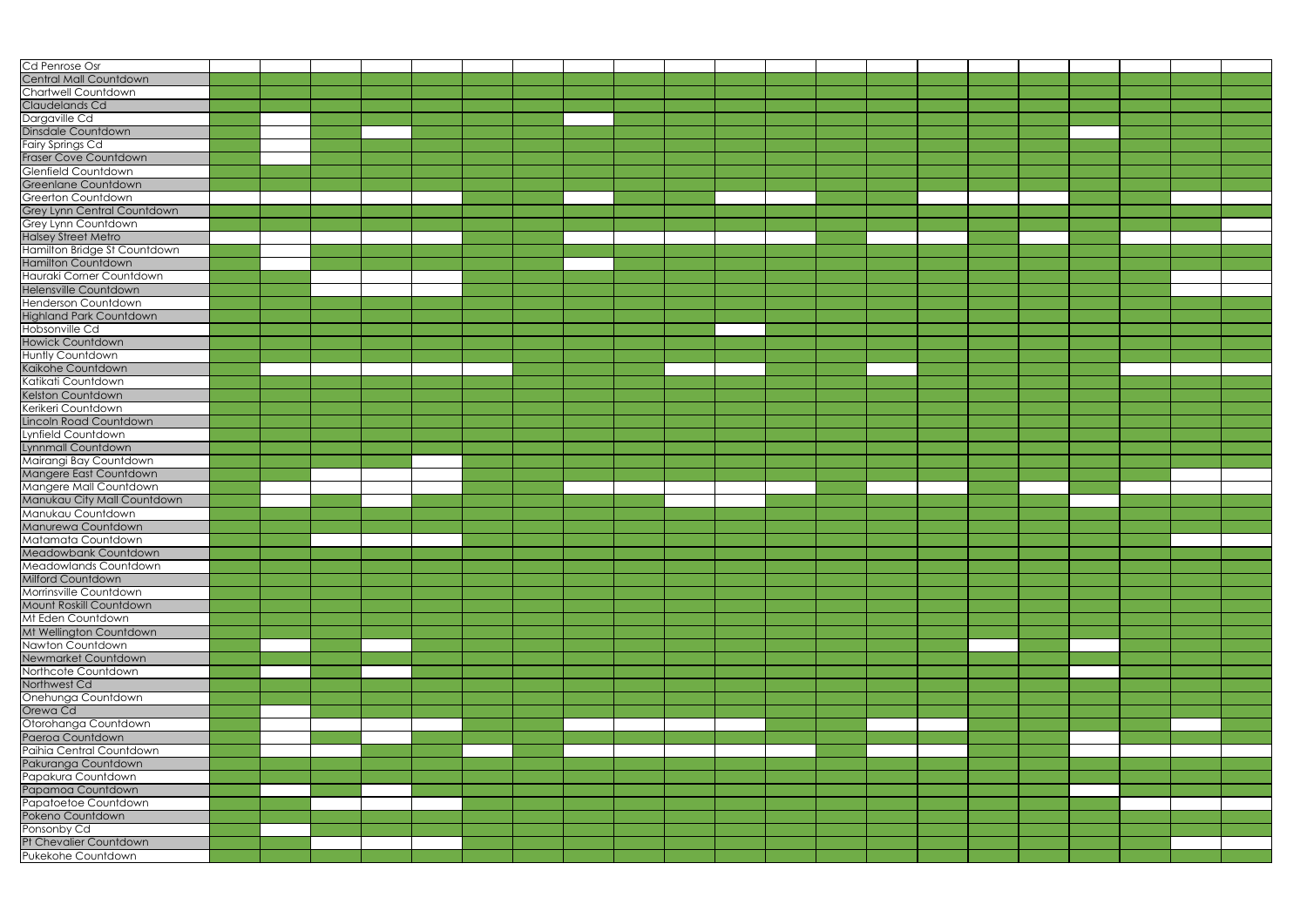| | | | | | | | | | | | | | | | | | | | | | |
|---|---|---|---|---|---|---|---|---|---|---|---|---|---|---|---|---|---|---|---|---|---|
| Cd Penrose Osr | | | | | | | | | | | | | | | | | | | | | |
| Central Mall Countdown | | | | | | | | | | | | | | | | | | | | | |
| Chartwell Countdown | | | | | | | | | | | | | | | | | | | | | |
| Claudelands Cd | | | | | | | | | | | | | | | | | | | | | |
| Dargaville Cd | | | | | | | | | | | | | | | | | | | | | |
| Dinsdale Countdown | | | | | | | | | | | | | | | | | | | | | |
| Fairy Springs Cd | | | | | | | | | | | | | | | | | | | | | |
| Fraser Cove Countdown | | | | | | | | | | | | | | | | | | | | | |
| Glenfield Countdown | | | | | | | | | | | | | | | | | | | | | |
| Greenlane Countdown | | | | | | | | | | | | | | | | | | | | | |
| Greerton Countdown | | | | | | | | | | | | | | | | | | | | | |
| Grey Lynn Central Countdown | | | | | | | | | | | | | | | | | | | | | |
| Grey Lynn Countdown | | | | | | | | | | | | | | | | | | | | | |
| Halsey Street Metro | | | | | | | | | | | | | | | | | | | | | |
| Hamilton Bridge St Countdown | | | | | | | | | | | | | | | | | | | | | |
| Hamilton Countdown | | | | | | | | | | | | | | | | | | | | | |
| Hauraki Corner Countdown | | | | | | | | | | | | | | | | | | | | | |
| Helensville Countdown | | | | | | | | | | | | | | | | | | | | | |
| Henderson Countdown | | | | | | | | | | | | | | | | | | | | | |
| Highland Park Countdown | | | | | | | | | | | | | | | | | | | | | |
| Hobsonville Cd | | | | | | | | | | | | | | | | | | | | | |
| Howick Countdown | | | | | | | | | | | | | | | | | | | | | |
| Huntly Countdown | | | | | | | | | | | | | | | | | | | | | |
| Kaikohe Countdown | | | | | | | | | | | | | | | | | | | | | |
| Katikati Countdown | | | | | | | | | | | | | | | | | | | | | |
| Kelston Countdown | | | | | | | | | | | | | | | | | | | | | |
| Kerikeri Countdown | | | | | | | | | | | | | | | | | | | | | |
| Lincoln Road Countdown | | | | | | | | | | | | | | | | | | | | | |
| Lynfield Countdown | | | | | | | | | | | | | | | | | | | | | |
| Lynnmall Countdown | | | | | | | | | | | | | | | | | | | | | |
| Mairangi Bay Countdown | | | | | | | | | | | | | | | | | | | | | |
| Mangere East Countdown | | | | | | | | | | | | | | | | | | | | | |
| Mangere Mall Countdown | | | | | | | | | | | | | | | | | | | | | |
| Manukau City Mall Countdown | | | | | | | | | | | | | | | | | | | | | |
| Manukau Countdown | | | | | | | | | | | | | | | | | | | | | |
| Manurewa Countdown | | | | | | | | | | | | | | | | | | | | | |
| Matamata Countdown | | | | | | | | | | | | | | | | | | | | | |
| Meadowbank Countdown | | | | | | | | | | | | | | | | | | | | | |
| Meadowlands Countdown | | | | | | | | | | | | | | | | | | | | | |
| Milford Countdown | | | | | | | | | | | | | | | | | | | | | |
| Morrinsville Countdown | | | | | | | | | | | | | | | | | | | | | |
| Mount Roskill Countdown | | | | | | | | | | | | | | | | | | | | | |
| Mt Eden Countdown | | | | | | | | | | | | | | | | | | | | | |
| Mt Wellington Countdown | | | | | | | | | | | | | | | | | | | | | |
| Nawton Countdown | | | | | | | | | | | | | | | | | | | | | |
| Newmarket Countdown | | | | | | | | | | | | | | | | | | | | | |
| Northcote Countdown | | | | | | | | | | | | | | | | | | | | | |
| Northwest Cd | | | | | | | | | | | | | | | | | | | | | |
| Onehunga Countdown | | | | | | | | | | | | | | | | | | | | | |
| Orewa Cd | | | | | | | | | | | | | | | | | | | | | |
| Otorohanga Countdown | | | | | | | | | | | | | | | | | | | | | |
| Paeroa Countdown | | | | | | | | | | | | | | | | | | | | | |
| Paihia Central Countdown | | | | | | | | | | | | | | | | | | | | | |
| Pakuranga Countdown | | | | | | | | | | | | | | | | | | | | | |
| Papakura Countdown | | | | | | | | | | | | | | | | | | | | | |
| Papamoa Countdown | | | | | | | | | | | | | | | | | | | | | |
| Papatoetoe Countdown | | | | | | | | | | | | | | | | | | | | | |
| Pokeno Countdown | | | | | | | | | | | | | | | | | | | | | |
| Ponsonby Cd | | | | | | | | | | | | | | | | | | | | | |
| Pt Chevalier Countdown | | | | | | | | | | | | | | | | | | | | | |
| Pukekohe Countdown | | | | | | | | | | | | | | | | | | | | | |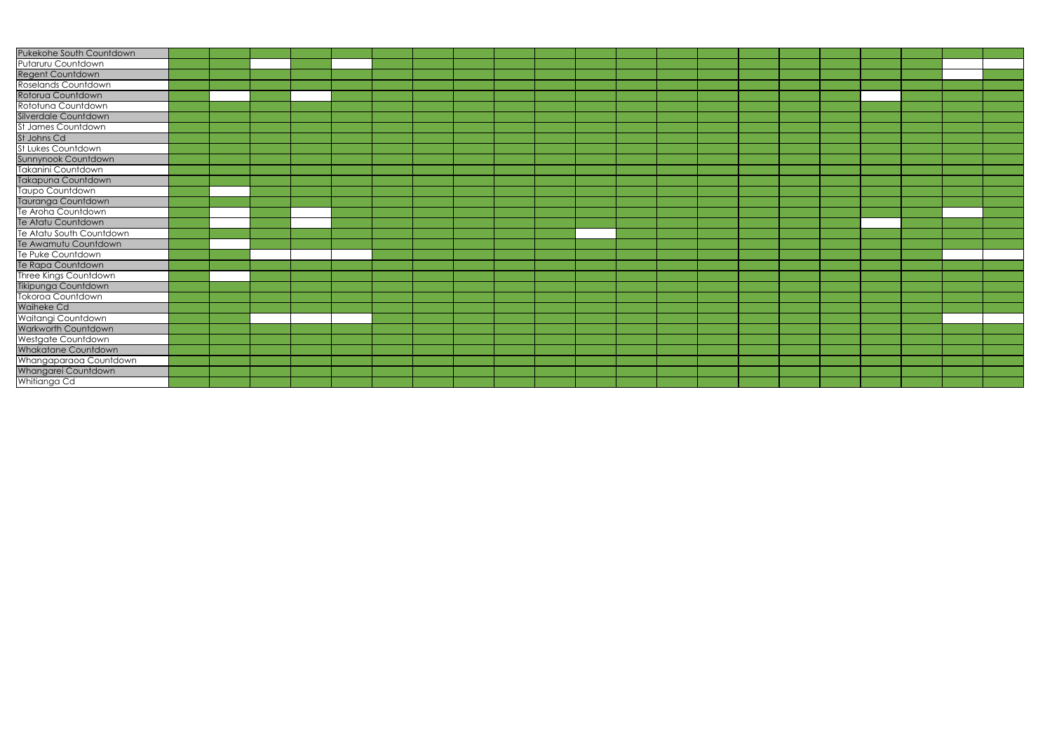| |
|---|
| Pukekohe South Countdown |
| Putaruru Countdown |
| Regent Countdown |
| Roselands Countdown |
| Rotorua Countdown |
| Rototuna Countdown |
| Silverdale Countdown |
| St James Countdown |
| St Johns Cd |
| St Lukes Countdown |
| Sunnynook Countdown |
| Takanini Countdown |
| Takapuna Countdown |
| Taupo Countdown |
| Tauranga Countdown |
| Te Aroha Countdown |
| Te Atatu Countdown |
| Te Atatu South Countdown |
| Te Awamutu Countdown |
| Te Puke Countdown |
| Te Rapa Countdown |
| Three Kings Countdown |
| Tikipunga Countdown |
| Tokoroa Countdown |
| Waiheke Cd |
| Waitangi Countdown |
| Warkworth Countdown |
| Westgate Countdown |
| Whakatane Countdown |
| Whangaparaoa Countdown |
| Whangarei Countdown |
| Whitianga Cd |